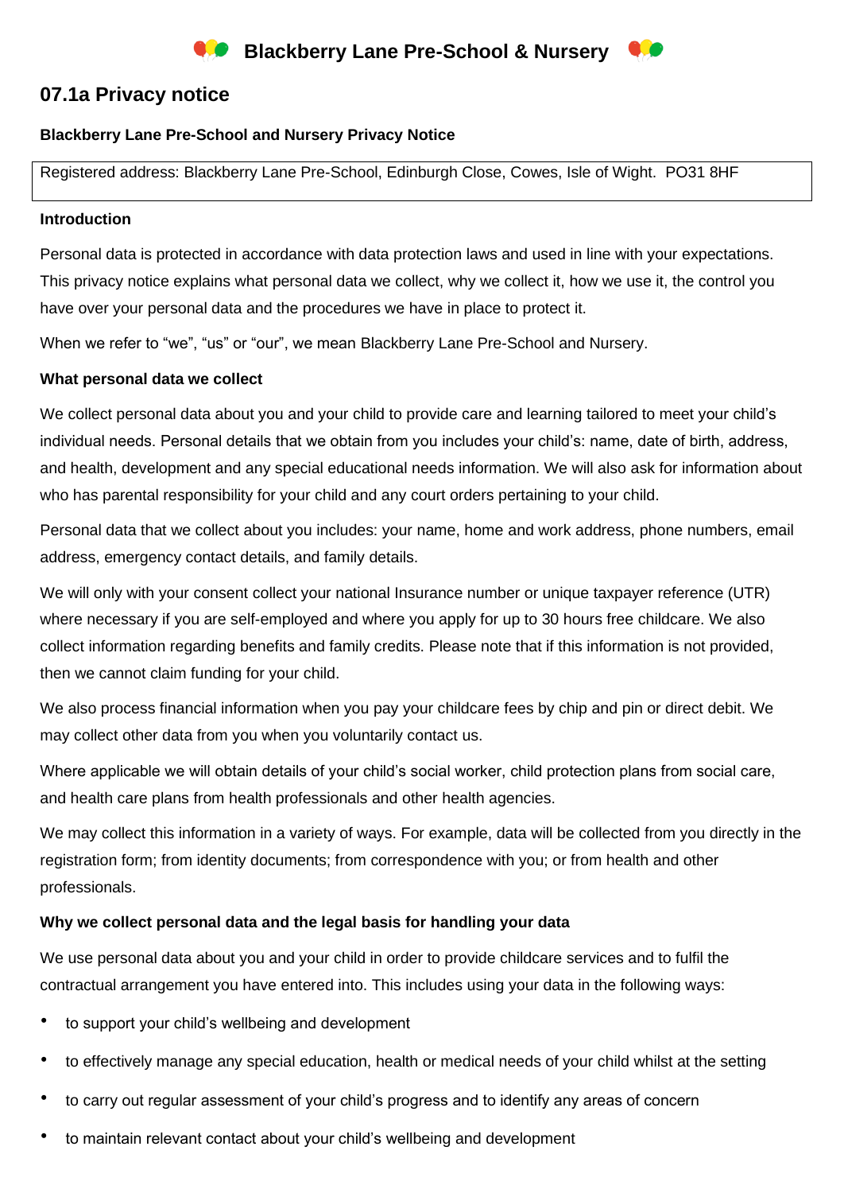# Blackberry Lane Pre-School & Nursery

## 07.1a Privacy notice

**Blackberry Lane Pre-School and Nursery Privacy Notice**

Registered address: Blackberry Lane Pre-School, Edinburgh Close, Cowes, Isle of Wight. PO31 8HF

**Introduction**

Personal data is protected in accordance with data protection laws and used in line with your expectations. This privacy notice explains what personal data we collect, why we collect it, how we use it, the control you have over your personal data and the procedures we have in place to protect it.

When we refer to "we", "us" or "our", we mean Blackberry Lane Pre-School and Nursery.

**What personal data we collect**

We collect personal data about you and your child to provide care and learning tailored to meet your child's individual needs. Personal details that we obtain from you includes your child's: name, date of birth, address, and health, development and any special educational needs information. We will also ask for information about who has parental responsibility for your child and any court orders pertaining to your child.

Personal data that we collect about you includes: your name, home and work address, phone numbers, email address, emergency contact details, and family details.

We will only with your consent collect your national Insurance number or unique taxpayer reference (UTR) where necessary if you are self-employed and where you apply for up to 30 hours free childcare. We also collect information regarding benefits and family credits. Please note that if this information is not provided, then we cannot claim funding for your child.

We also process financial information when you pay your childcare fees by chip and pin or direct debit. We may collect other data from you when you voluntarily contact us.

Where applicable we will obtain details of your child's social worker, child protection plans from social care, and health care plans from health professionals and other health agencies.

We may collect this information in a variety of ways. For example, data will be collected from you directly in the registration form; from identity documents; from correspondence with you; or from health and other professionals.

**Why we collect personal data and the legal basis for handling your data**

We use personal data about you and your child in order to provide childcare services and to fulfil the contractual arrangement you have entered into. This includes using your data in the following ways:

- to support your child's wellbeing and development
- to effectively manage any special education, health or medical needs of your child whilst at the setting
- to carry out regular assessment of your child's progress and to identify any areas of concern
- to maintain relevant contact about your child's wellbeing and development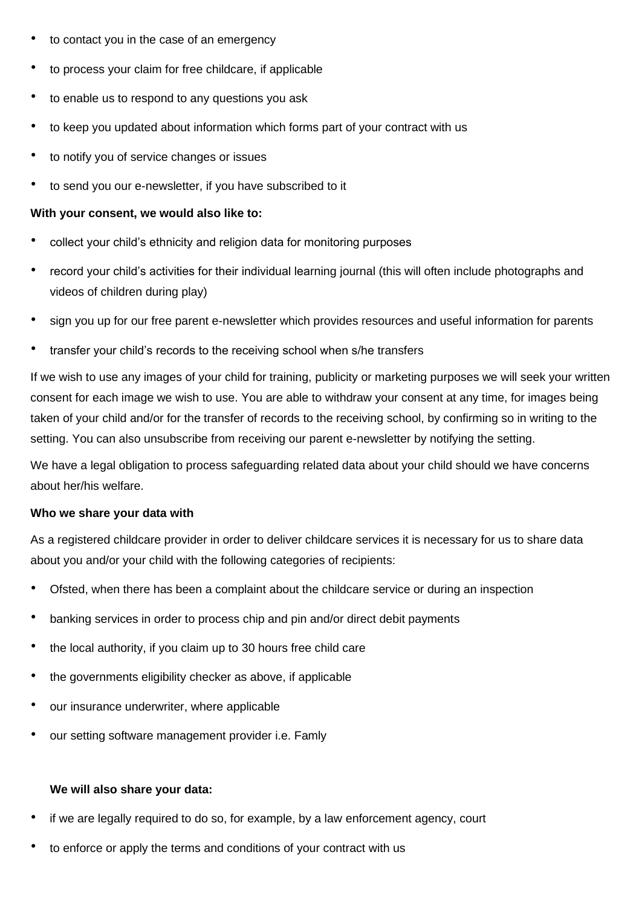- to contact you in the case of an emergency
- to process your claim for free childcare, if applicable
- to enable us to respond to any questions you ask
- to keep you updated about information which forms part of your contract with us
- to notify you of service changes or issues
- to send you our e-newsletter, if you have subscribed to it

**With your consent, we would also like to:**

- collect your child's ethnicity and religion data for monitoring purposes
- record your child's activities for their individual learning journal (this will often include photographs and videos of children during play)
- sign you up for our free parent e-newsletter which provides resources and useful information for parents
- transfer your child's records to the receiving school when s/he transfers

If we wish to use any images of your child for training, publicity or marketing purposes we will seek your written consent for each image we wish to use. You are able to withdraw your consent at any time, for images being taken of your child and/or for the transfer of records to the receiving school, by confirming so in writing to the setting. You can also unsubscribe from receiving our parent e-newsletter by notifying the setting.

We have a legal obligation to process safeguarding related data about your child should we have concerns about her/his welfare.

**Who we share your data with**

As a registered childcare provider in order to deliver childcare services it is necessary for us to share data about you and/or your child with the following categories of recipients:

- Ofsted, when there has been a complaint about the childcare service or during an inspection
- banking services in order to process chip and pin and/or direct debit payments
- the local authority, if you claim up to 30 hours free child care
- the governments eligibility checker as above, if applicable
- our insurance underwriter, where applicable
- our setting software management provider i.e. Famly

**We will also share your data:**

- if we are legally required to do so, for example, by a law enforcement agency, court
- to enforce or apply the terms and conditions of your contract with us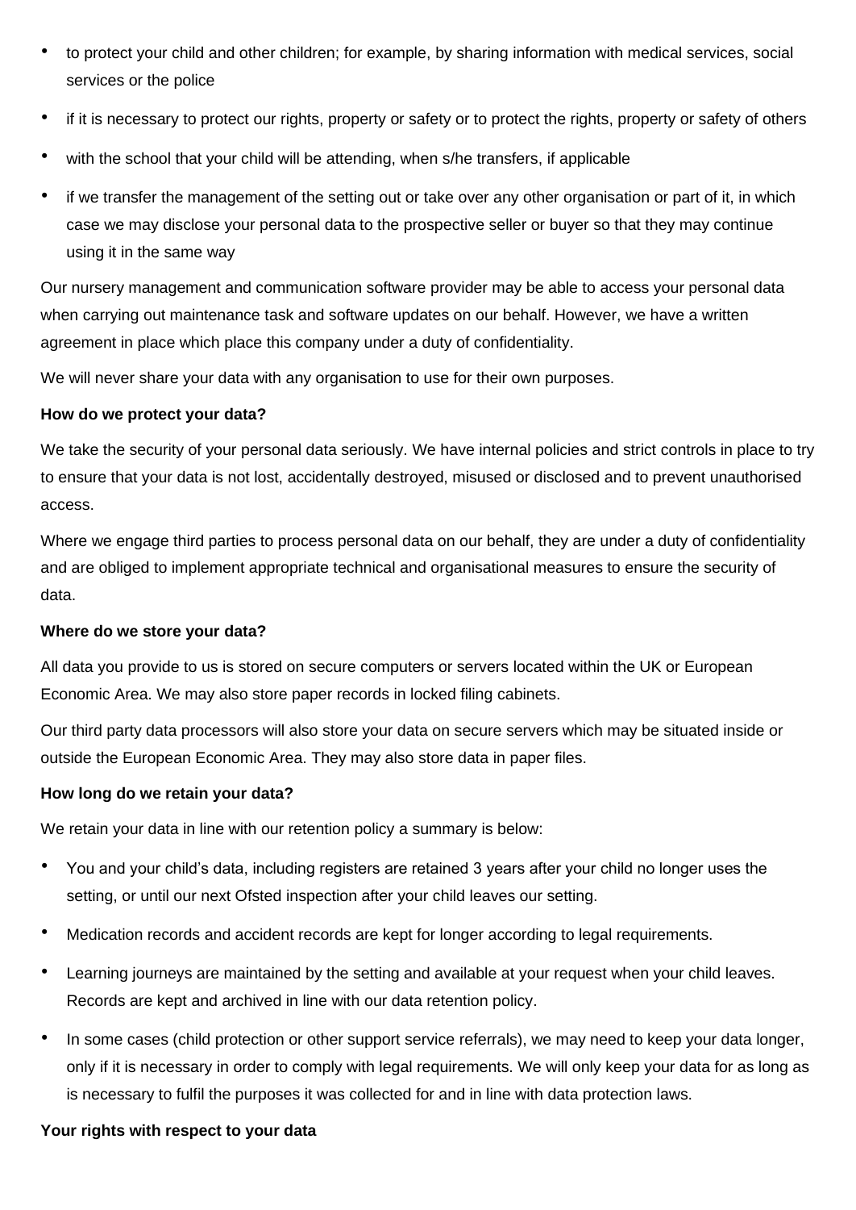- to protect your child and other children; for example, by sharing information with medical services, social services or the police
- if it is necessary to protect our rights, property or safety or to protect the rights, property or safety of others
- with the school that your child will be attending, when s/he transfers, if applicable
- if we transfer the management of the setting out or take over any other organisation or part of it, in which case we may disclose your personal data to the prospective seller or buyer so that they may continue using it in the same way

Our nursery management and communication software provider may be able to access your personal data when carrying out maintenance task and software updates on our behalf. However, we have a written agreement in place which place this company under a duty of confidentiality.

We will never share your data with any organisation to use for their own purposes.

**How do we protect your data?**

We take the security of your personal data seriously. We have internal policies and strict controls in place to try to ensure that your data is not lost, accidentally destroyed, misused or disclosed and to prevent unauthorised access.

Where we engage third parties to process personal data on our behalf, they are under a duty of confidentiality and are obliged to implement appropriate technical and organisational measures to ensure the security of data.

**Where do we store your data?**

All data you provide to us is stored on secure computers or servers located within the UK or European Economic Area. We may also store paper records in locked filing cabinets.

Our third party data processors will also store your data on secure servers which may be situated inside or outside the European Economic Area. They may also store data in paper files.

**How long do we retain your data?**

We retain your data in line with our retention policy a summary is below:

- You and your child's data, including registers are retained 3 years after your child no longer uses the setting, or until our next Ofsted inspection after your child leaves our setting.
- Medication records and accident records are kept for longer according to legal requirements.
- Learning journeys are maintained by the setting and available at your request when your child leaves. Records are kept and archived in line with our data retention policy.
- In some cases (child protection or other support service referrals), we may need to keep your data longer, only if it is necessary in order to comply with legal requirements. We will only keep your data for as long as is necessary to fulfil the purposes it was collected for and in line with data protection laws.

**Your rights with respect to your data**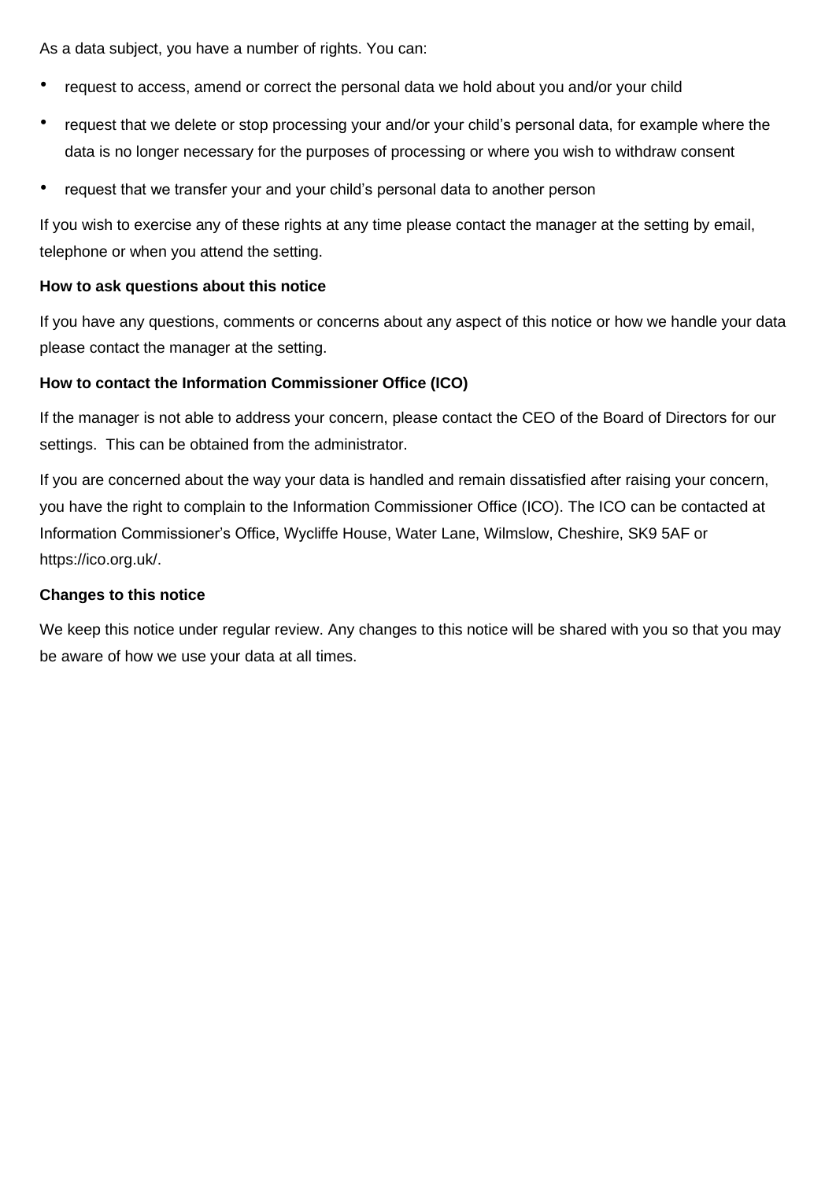As a data subject, you have a number of rights. You can:

- request to access, amend or correct the personal data we hold about you and/or your child
- request that we delete or stop processing your and/or your child's personal data, for example where the data is no longer necessary for the purposes of processing or where you wish to withdraw consent
- request that we transfer your and your child's personal data to another person

If you wish to exercise any of these rights at any time please contact the manager at the setting by email, telephone or when you attend the setting.

**How to ask questions about this notice**

If you have any questions, comments or concerns about any aspect of this notice or how we handle your data please contact the manager at the setting.

**How to contact the Information Commissioner Office (ICO)**

If the manager is not able to address your concern, please contact the CEO of the Board of Directors for our settings. This can be obtained from the administrator.

If you are concerned about the way your data is handled and remain dissatisfied after raising your concern, you have the right to complain to the Information Commissioner Office (ICO). The ICO can be contacted at Information Commissioner's Office, Wycliffe House, Water Lane, Wilmslow, Cheshire, SK9 5AF or https://ico.org.uk/.

**Changes to this notice**

We keep this notice under regular review. Any changes to this notice will be shared with you so that you may be aware of how we use your data at all times.